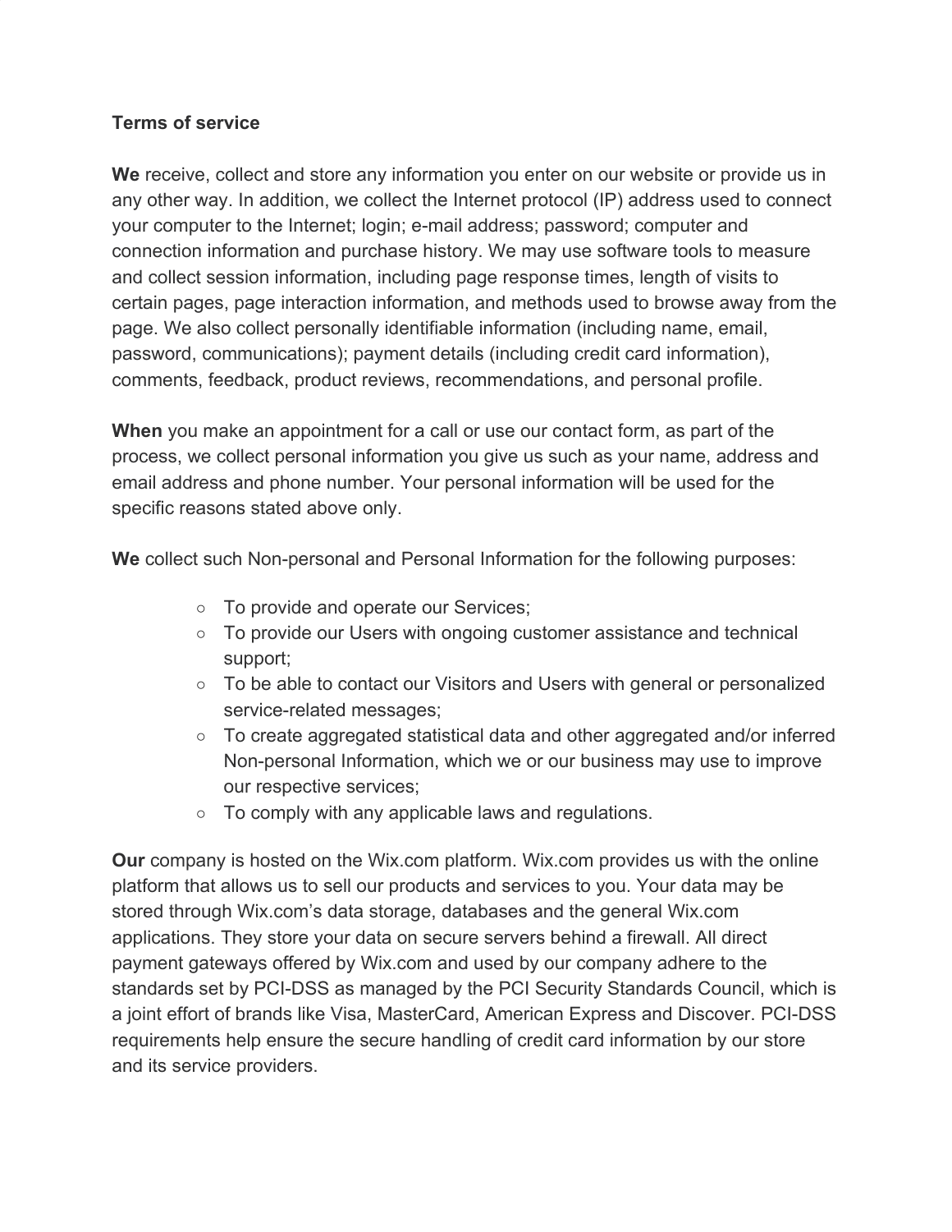**Terms of service**

**We** receive, collect and store any information you enter on our website or provide us in any other way. In addition, we collect the Internet protocol (IP) address used to connect your computer to the Internet; login; e-mail address; password; computer and connection information and purchase history. We may use software tools to measure and collect session information, including page response times, length of visits to certain pages, page interaction information, and methods used to browse away from the page. We also collect personally identifiable information (including name, email, password, communications); payment details (including credit card information), comments, feedback, product reviews, recommendations, and personal profile.

**When** you make an appointment for a call or use our contact form, as part of the process, we collect personal information you give us such as your name, address and email address and phone number. Your personal information will be used for the specific reasons stated above only.

**We** collect such Non-personal and Personal Information for the following purposes:

- To provide and operate our Services;
- To provide our Users with ongoing customer assistance and technical support;
- To be able to contact our Visitors and Users with general or personalized service-related messages;
- To create aggregated statistical data and other aggregated and/or inferred Non-personal Information, which we or our business may use to improve our respective services;
- To comply with any applicable laws and regulations.

**Our** company is hosted on the Wix.com platform. Wix.com provides us with the online platform that allows us to sell our products and services to you. Your data may be stored through Wix.com's data storage, databases and the general Wix.com applications. They store your data on secure servers behind a firewall. All direct payment gateways offered by Wix.com and used by our company adhere to the standards set by PCI-DSS as managed by the PCI Security Standards Council, which is a joint effort of brands like Visa, MasterCard, American Express and Discover. PCI-DSS requirements help ensure the secure handling of credit card information by our store and its service providers.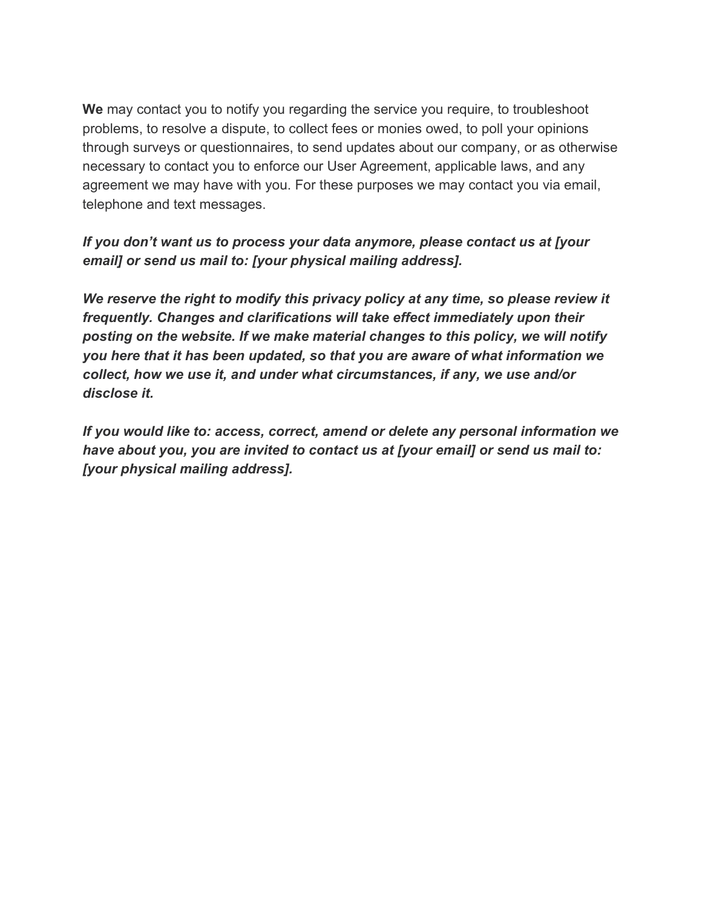**We** may contact you to notify you regarding the service you require, to troubleshoot problems, to resolve a dispute, to collect fees or monies owed, to poll your opinions through surveys or questionnaires, to send updates about our company, or as otherwise necessary to contact you to enforce our User Agreement, applicable laws, and any agreement we may have with you. For these purposes we may contact you via email, telephone and text messages.

***If you don't want us to process your data anymore, please contact us at [your email] or send us mail to: [your physical mailing address].***

***We reserve the right to modify this privacy policy at any time, so please review it frequently. Changes and clarifications will take effect immediately upon their posting on the website. If we make material changes to this policy, we will notify you here that it has been updated, so that you are aware of what information we collect, how we use it, and under what circumstances, if any, we use and/or disclose it.***

***If you would like to: access, correct, amend or delete any personal information we have about you, you are invited to contact us at [your email] or send us mail to: [your physical mailing address].***